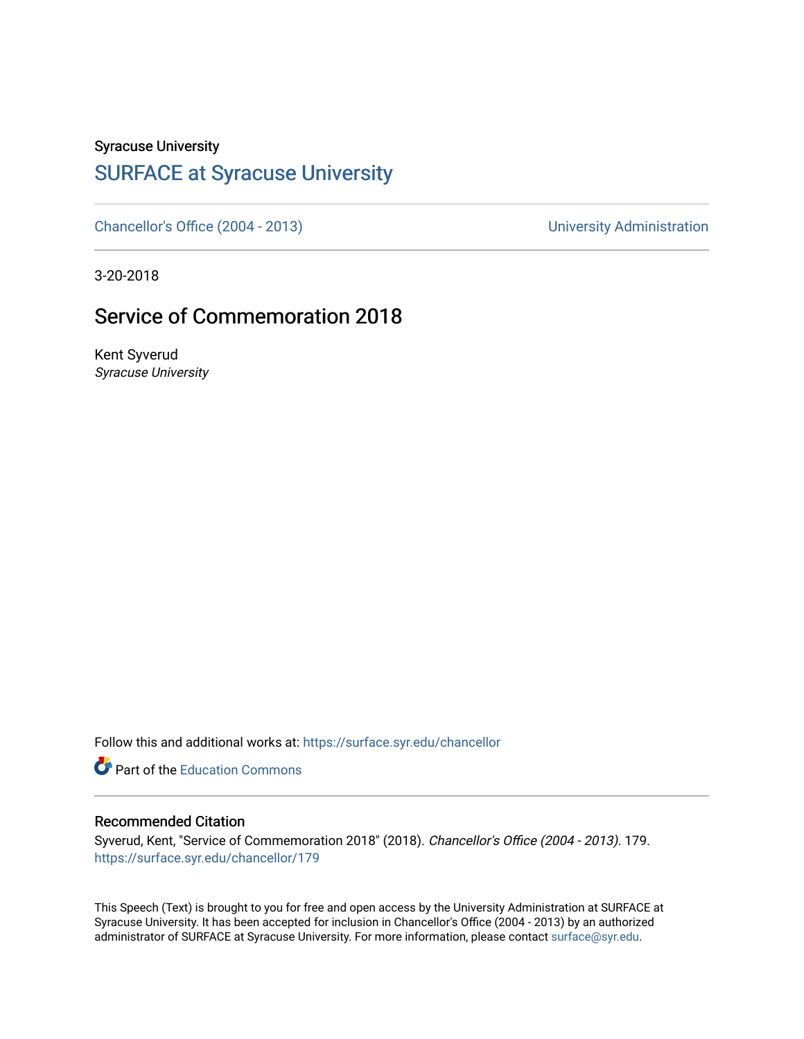Syracuse University

# SURFACE at Syracuse University

Chancellor's Office (2004 - 2013)

University Administration

3-20-2018

## Service of Commemoration 2018

Kent Syverud
*Syracuse University*

Follow this and additional works at: https://surface.syr.edu/chancellor

Part of the Education Commons

### Recommended Citation

Syverud, Kent, "Service of Commemoration 2018" (2018). *Chancellor's Office (2004 - 2013)*. 179.
https://surface.syr.edu/chancellor/179

This Speech (Text) is brought to you for free and open access by the University Administration at SURFACE at Syracuse University. It has been accepted for inclusion in Chancellor's Office (2004 - 2013) by an authorized administrator of SURFACE at Syracuse University. For more information, please contact surface@syr.edu.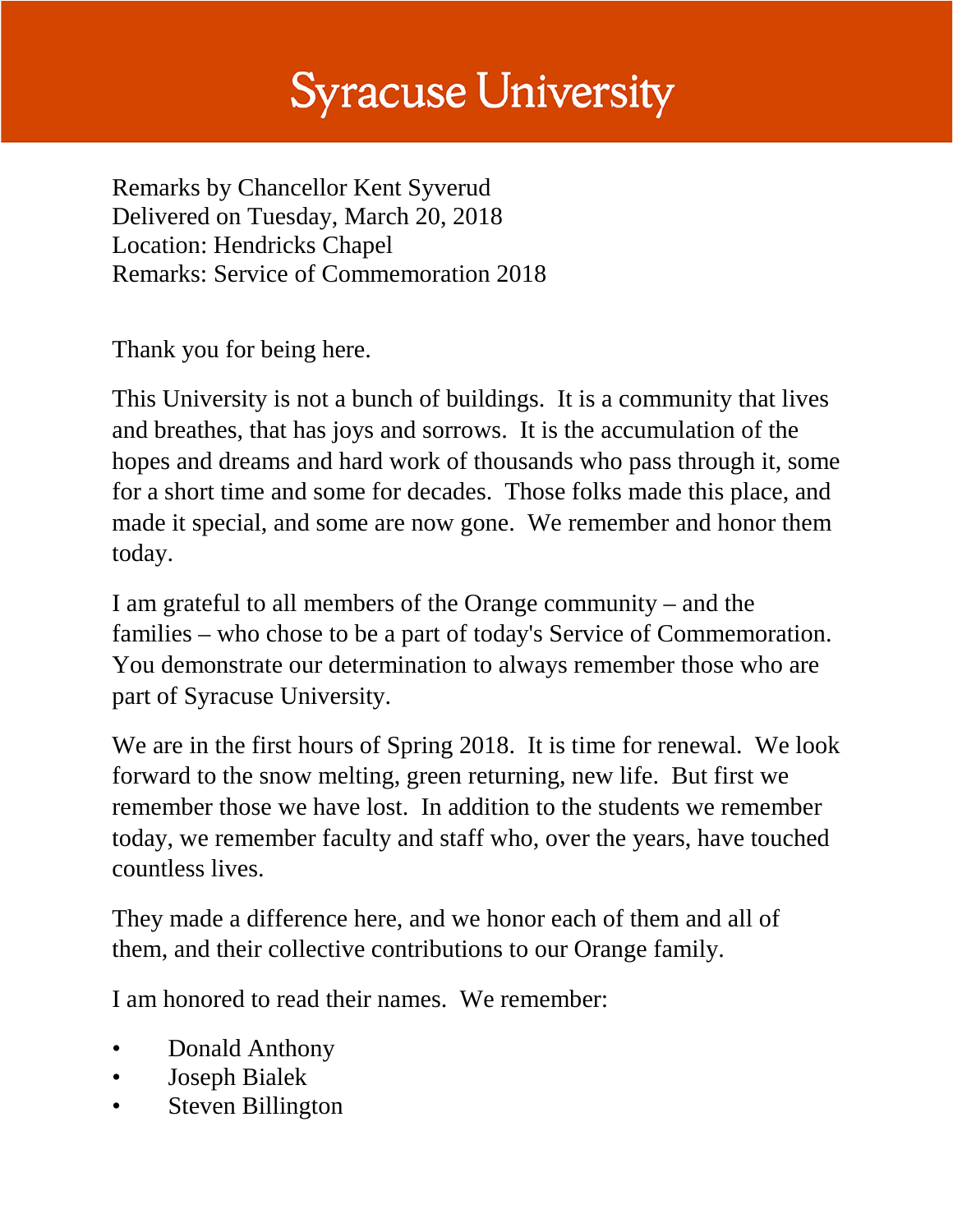# Syracuse University

Remarks by Chancellor Kent Syverud
Delivered on Tuesday, March 20, 2018
Location: Hendricks Chapel
Remarks: Service of Commemoration 2018

Thank you for being here.

This University is not a bunch of buildings. It is a community that lives and breathes, that has joys and sorrows. It is the accumulation of the hopes and dreams and hard work of thousands who pass through it, some for a short time and some for decades. Those folks made this place, and made it special, and some are now gone. We remember and honor them today.

I am grateful to all members of the Orange community – and the families – who chose to be a part of today's Service of Commemoration. You demonstrate our determination to always remember those who are part of Syracuse University.

We are in the first hours of Spring 2018. It is time for renewal. We look forward to the snow melting, green returning, new life. But first we remember those we have lost. In addition to the students we remember today, we remember faculty and staff who, over the years, have touched countless lives.

They made a difference here, and we honor each of them and all of them, and their collective contributions to our Orange family.

I am honored to read their names. We remember:

- Donald Anthony
- Joseph Bialek
- Steven Billington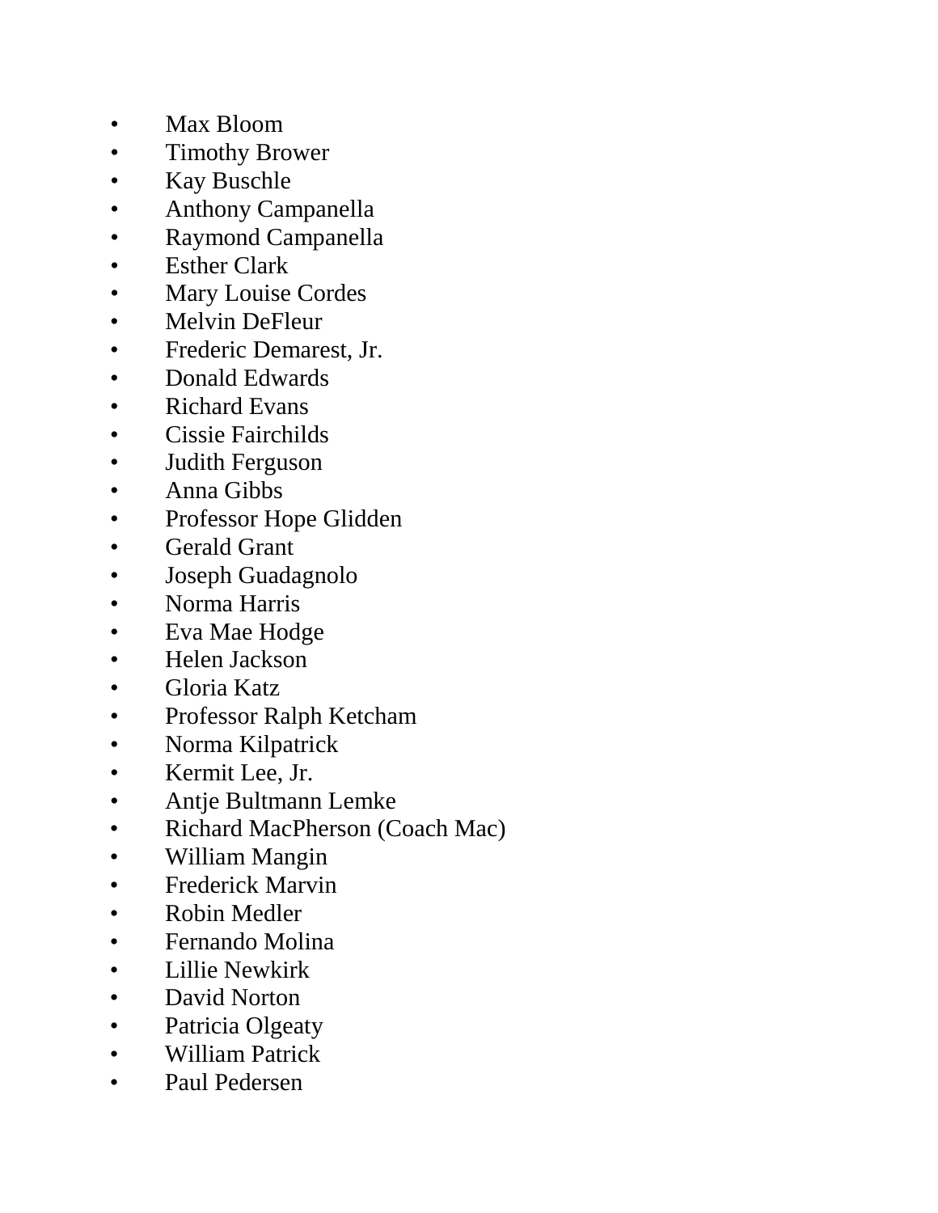- Max Bloom
- Timothy Brower
- Kay Buschle
- Anthony Campanella
- Raymond Campanella
- Esther Clark
- Mary Louise Cordes
- Melvin DeFleur
- Frederic Demarest, Jr.
- Donald Edwards
- Richard Evans
- Cissie Fairchilds
- Judith Ferguson
- Anna Gibbs
- Professor Hope Glidden
- Gerald Grant
- Joseph Guadagnolo
- Norma Harris
- Eva Mae Hodge
- Helen Jackson
- Gloria Katz
- Professor Ralph Ketcham
- Norma Kilpatrick
- Kermit Lee, Jr.
- Antje Bultmann Lemke
- Richard MacPherson (Coach Mac)
- William Mangin
- Frederick Marvin
- Robin Medler
- Fernando Molina
- Lillie Newkirk
- David Norton
- Patricia Olgeaty
- William Patrick
- Paul Pedersen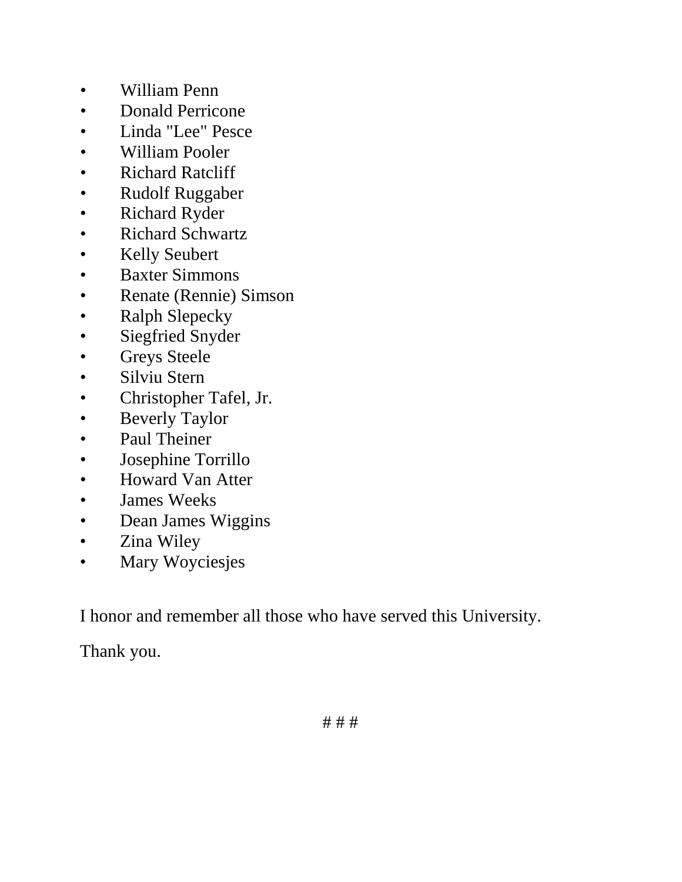- William Penn
- Donald Perricone
- Linda "Lee" Pesce
- William Pooler
- Richard Ratcliff
- Rudolf Ruggaber
- Richard Ryder
- Richard Schwartz
- Kelly Seubert
- Baxter Simmons
- Renate (Rennie) Simson
- Ralph Slepecky
- Siegfried Snyder
- Greys Steele
- Silviu Stern
- Christopher Tafel, Jr.
- Beverly Taylor
- Paul Theiner
- Josephine Torrillo
- Howard Van Atter
- James Weeks
- Dean James Wiggins
- Zina Wiley
- Mary Woyciesjes

I honor and remember all those who have served this University.

Thank you.

# # #